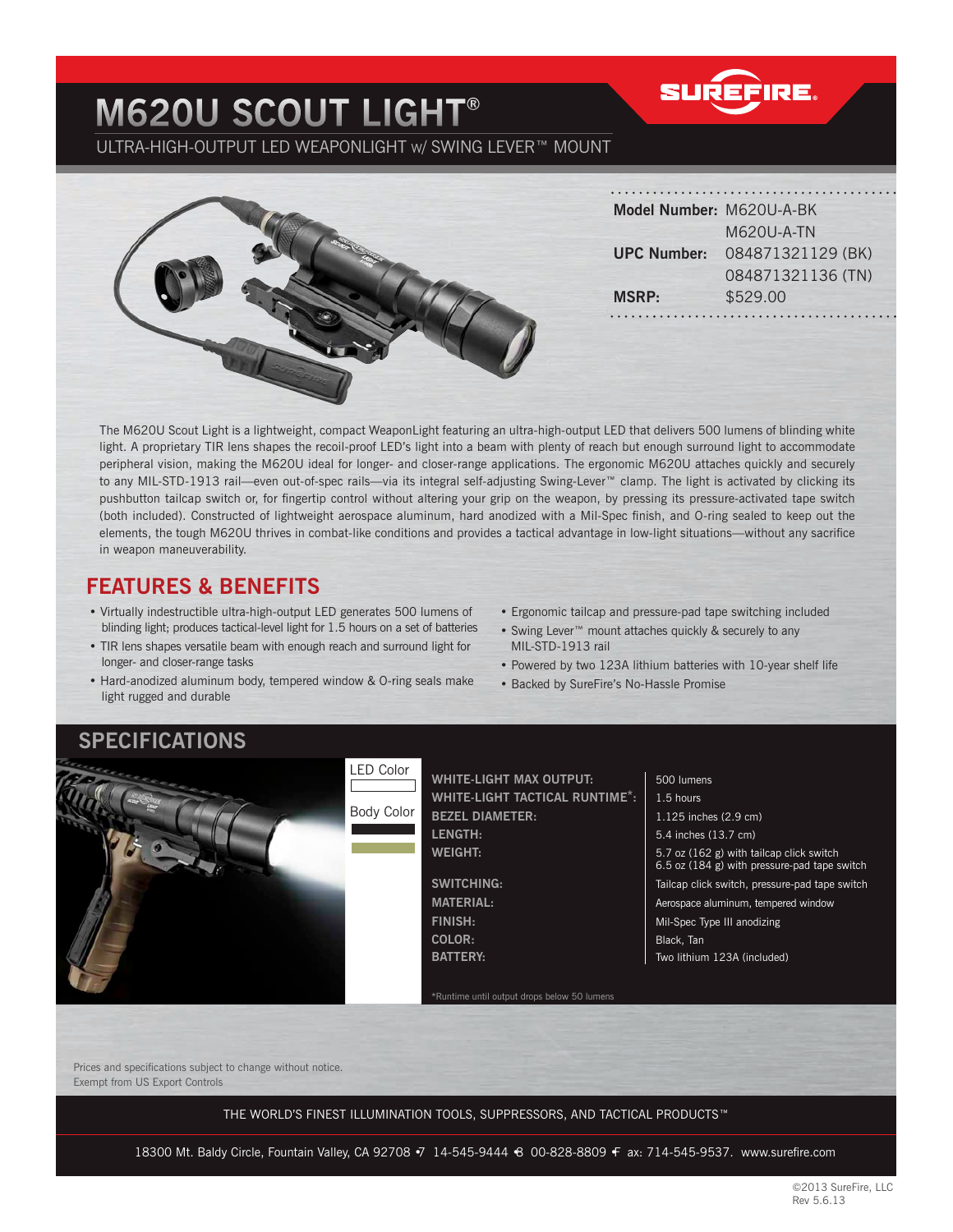# M620U SCOUT LIGHT®

ULTRA-HIGH-OUTPUT LED WEAPONLIGHT w/ SWING LEVER™ MOUNT

SUREFIRE

| | |
|---|---|
| **Model Number:** | M620U-A-BK |
| | M620U-A-TN |
| **UPC Number:** | 084871321129 (BK) |
| | 084871321136 (TN) |
| **MSRP:** | $529.00 |

The M620U Scout Light is a lightweight, compact WeaponLight featuring an ultra-high-output LED that delivers 500 lumens of blinding white light. A proprietary TIR lens shapes the recoil-proof LED's light into a beam with plenty of reach but enough surround light to accommodate peripheral vision, making the M620U ideal for longer- and closer-range applications. The ergonomic M620U attaches quickly and securely to any MIL-STD-1913 rail—even out-of-spec rails—via its integral self-adjusting Swing-Lever™ clamp. The light is activated by clicking its pushbutton tailcap switch or, for fingertip control without altering your grip on the weapon, by pressing its pressure-activated tape switch (both included). Constructed of lightweight aerospace aluminum, hard anodized with a Mil-Spec finish, and O-ring sealed to keep out the elements, the tough M620U thrives in combat-like conditions and provides a tactical advantage in low-light situations—without any sacrifice in weapon maneuverability.

## FEATURES & BENEFITS

- Virtually indestructible ultra-high-output LED generates 500 lumens of blinding light; produces tactical-level light for 1.5 hours on a set of batteries
- TIR lens shapes versatile beam with enough reach and surround light for longer- and closer-range tasks
- Hard-anodized aluminum body, tempered window & O-ring seals make light rugged and durable
- Ergonomic tailcap and pressure-pad tape switching included
- Swing Lever™ mount attaches quickly & securely to any MIL-STD-1913 rail
- Powered by two 123A lithium batteries with 10-year shelf life
- Backed by SureFire's No-Hassle Promise

## SPECIFICATIONS

LED Color

Body Color

| | |
|---|---|
| **WHITE-LIGHT MAX OUTPUT:** | 500 lumens |
| **WHITE-LIGHT TACTICAL RUNTIME*:** | 1.5 hours |
| **BEZEL DIAMETER:** | 1.125 inches (2.9 cm) |
| **LENGTH:** | 5.4 inches (13.7 cm) |
| **WEIGHT:** | 5.7 oz (162 g) with tailcap click switch<br>6.5 oz (184 g) with pressure-pad tape switch |
| **SWITCHING:** | Tailcap click switch, pressure-pad tape switch |
| **MATERIAL:** | Aerospace aluminum, tempered window |
| **FINISH:** | Mil-Spec Type III anodizing |
| **COLOR:** | Black, Tan |
| **BATTERY:** | Two lithium 123A (included) |

*Runtime until output drops below 50 lumens

Prices and specifications subject to change without notice.
Exempt from US Export Controls

THE WORLD'S FINEST ILLUMINATION TOOLS, SUPPRESSORS, AND TACTICAL PRODUCTS™

18300 Mt. Baldy Circle, Fountain Valley, CA 92708 • 714-545-9444 • 800-828-8809 • Fax: 714-545-9537. www.surefire.com

©2013 SureFire, LLC
Rev 5.6.13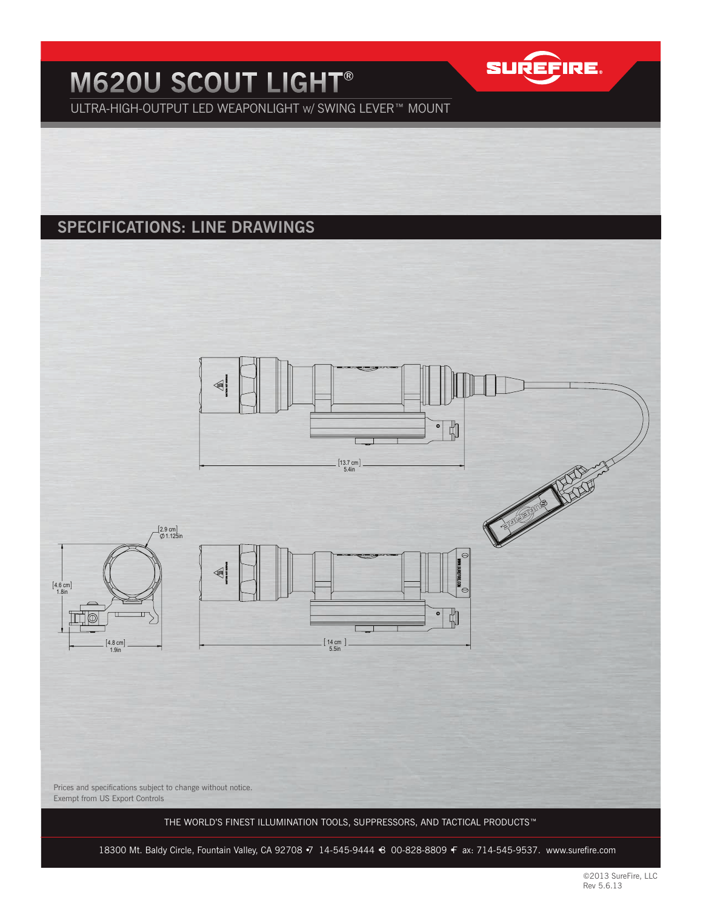# M620U SCOUT LIGHT®

ULTRA-HIGH-OUTPUT LED WEAPONLIGHT w/ SWING LEVER™ MOUNT

## SPECIFICATIONS: LINE DRAWINGS

[13.7 cm]
5.4in

[2.9 cm]
Ø 1.125in

[4.6 cm]
1.8in

[4.8 cm]
1.9in

[ 14 cm ]
5.5in

Prices and specifications subject to change without notice.
Exempt from US Export Controls

THE WORLD'S FINEST ILLUMINATION TOOLS, SUPPRESSORS, AND TACTICAL PRODUCTS™

18300 Mt. Baldy Circle, Fountain Valley, CA 92708 • 714-545-9444 • 800-828-8809 • Fax: 714-545-9537. www.surefire.com

©2013 SureFire, LLC
Rev 5.6.13